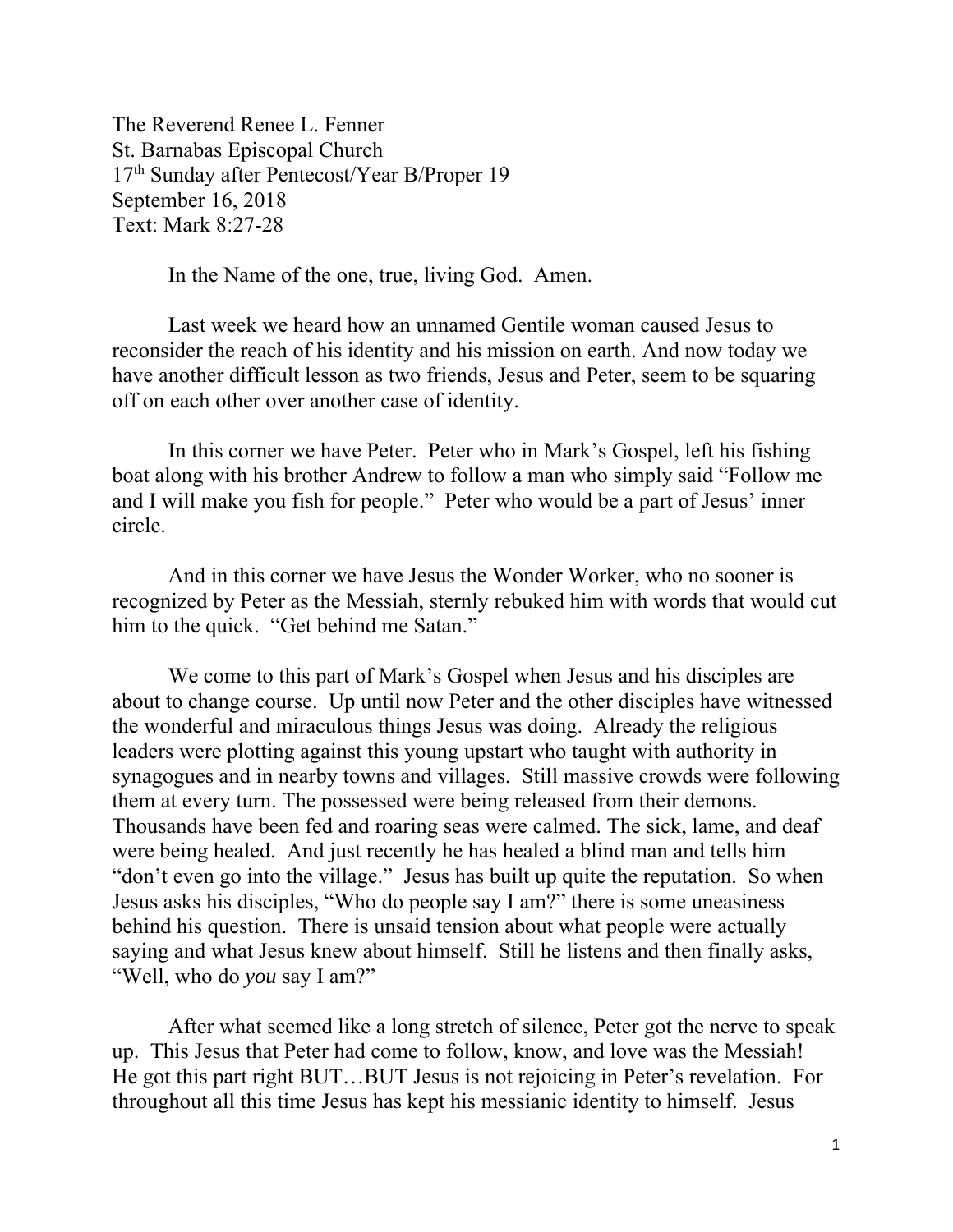The Reverend Renee L. Fenner
St. Barnabas Episcopal Church
17th Sunday after Pentecost/Year B/Proper 19
September 16, 2018
Text: Mark 8:27-28

In the Name of the one, true, living God. Amen.

Last week we heard how an unnamed Gentile woman caused Jesus to reconsider the reach of his identity and his mission on earth. And now today we have another difficult lesson as two friends, Jesus and Peter, seem to be squaring off on each other over another case of identity.

In this corner we have Peter. Peter who in Mark's Gospel, left his fishing boat along with his brother Andrew to follow a man who simply said "Follow me and I will make you fish for people." Peter who would be a part of Jesus' inner circle.

And in this corner we have Jesus the Wonder Worker, who no sooner is recognized by Peter as the Messiah, sternly rebuked him with words that would cut him to the quick. "Get behind me Satan."

We come to this part of Mark's Gospel when Jesus and his disciples are about to change course. Up until now Peter and the other disciples have witnessed the wonderful and miraculous things Jesus was doing. Already the religious leaders were plotting against this young upstart who taught with authority in synagogues and in nearby towns and villages. Still massive crowds were following them at every turn. The possessed were being released from their demons. Thousands have been fed and roaring seas were calmed. The sick, lame, and deaf were being healed. And just recently he has healed a blind man and tells him "don't even go into the village." Jesus has built up quite the reputation. So when Jesus asks his disciples, "Who do people say I am?" there is some uneasiness behind his question. There is unsaid tension about what people were actually saying and what Jesus knew about himself. Still he listens and then finally asks, "Well, who do *you* say I am?"

After what seemed like a long stretch of silence, Peter got the nerve to speak up. This Jesus that Peter had come to follow, know, and love was the Messiah! He got this part right BUT…BUT Jesus is not rejoicing in Peter's revelation. For throughout all this time Jesus has kept his messianic identity to himself. Jesus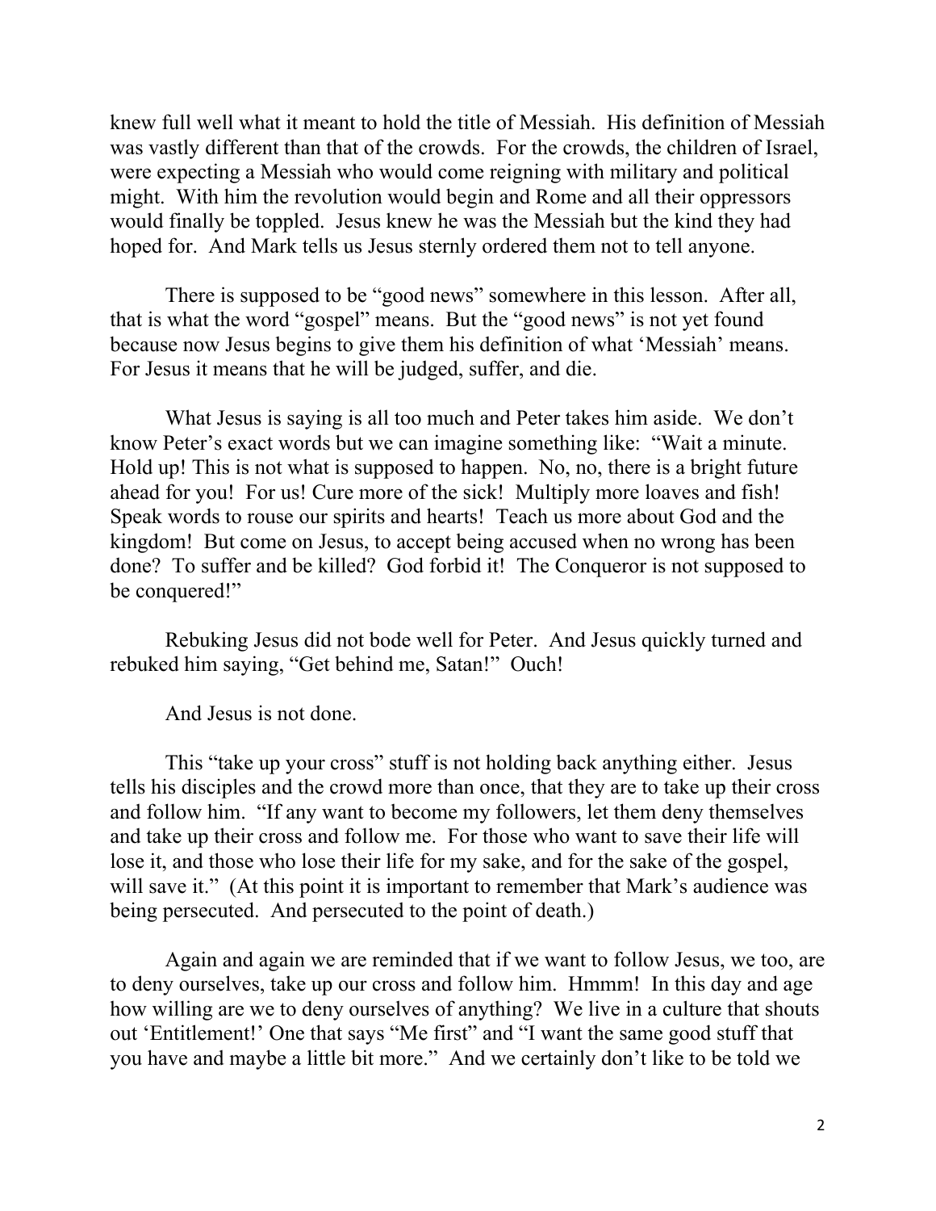knew full well what it meant to hold the title of Messiah. His definition of Messiah was vastly different than that of the crowds. For the crowds, the children of Israel, were expecting a Messiah who would come reigning with military and political might. With him the revolution would begin and Rome and all their oppressors would finally be toppled. Jesus knew he was the Messiah but the kind they had hoped for. And Mark tells us Jesus sternly ordered them not to tell anyone.

There is supposed to be "good news" somewhere in this lesson. After all, that is what the word "gospel" means. But the "good news" is not yet found because now Jesus begins to give them his definition of what 'Messiah' means. For Jesus it means that he will be judged, suffer, and die.

What Jesus is saying is all too much and Peter takes him aside. We don't know Peter's exact words but we can imagine something like: "Wait a minute. Hold up! This is not what is supposed to happen. No, no, there is a bright future ahead for you! For us! Cure more of the sick! Multiply more loaves and fish! Speak words to rouse our spirits and hearts! Teach us more about God and the kingdom! But come on Jesus, to accept being accused when no wrong has been done? To suffer and be killed? God forbid it! The Conqueror is not supposed to be conquered!"

Rebuking Jesus did not bode well for Peter. And Jesus quickly turned and rebuked him saying, "Get behind me, Satan!" Ouch!

And Jesus is not done.

This "take up your cross" stuff is not holding back anything either. Jesus tells his disciples and the crowd more than once, that they are to take up their cross and follow him. "If any want to become my followers, let them deny themselves and take up their cross and follow me. For those who want to save their life will lose it, and those who lose their life for my sake, and for the sake of the gospel, will save it." (At this point it is important to remember that Mark's audience was being persecuted. And persecuted to the point of death.)

Again and again we are reminded that if we want to follow Jesus, we too, are to deny ourselves, take up our cross and follow him. Hmmm! In this day and age how willing are we to deny ourselves of anything? We live in a culture that shouts out 'Entitlement!' One that says "Me first" and "I want the same good stuff that you have and maybe a little bit more." And we certainly don't like to be told we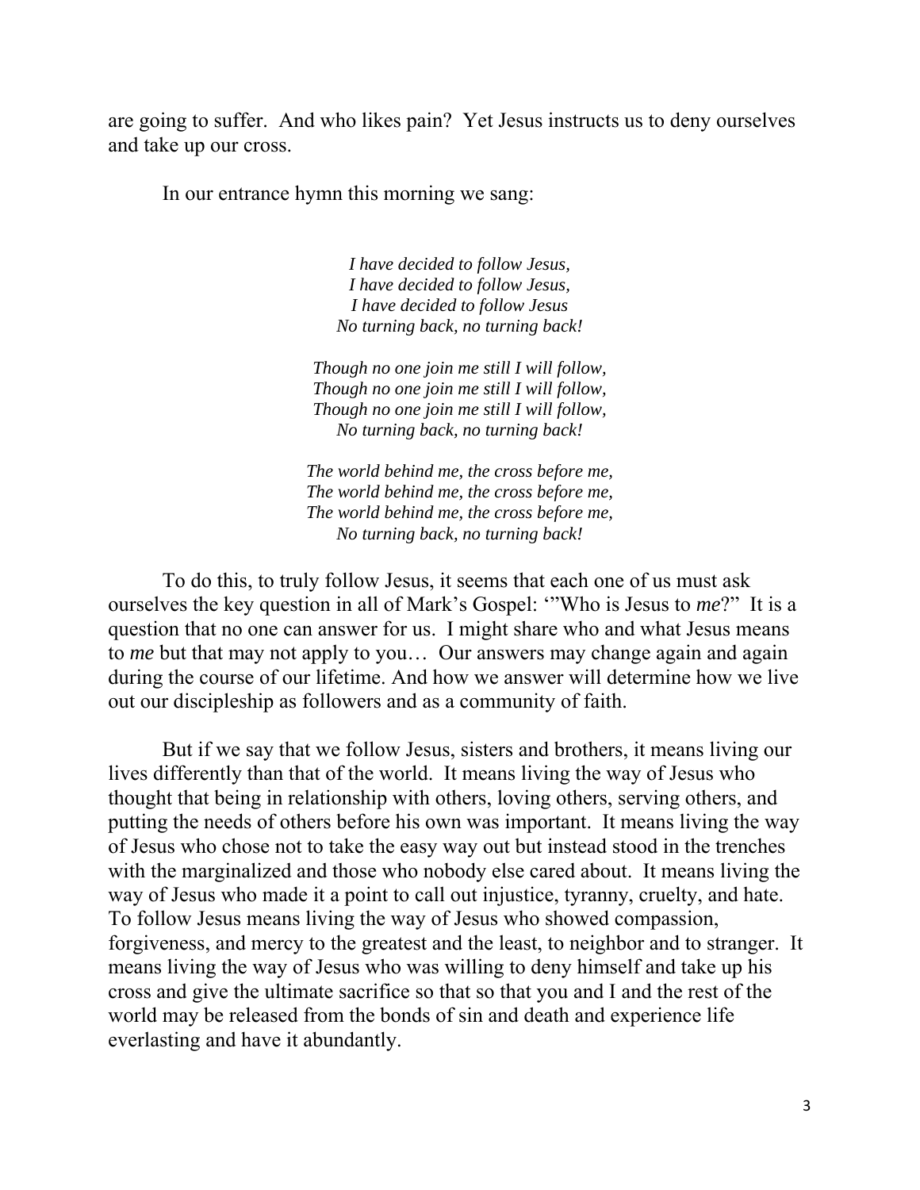are going to suffer. And who likes pain? Yet Jesus instructs us to deny ourselves and take up our cross.

In our entrance hymn this morning we sang:

*I have decided to follow Jesus,*
*I have decided to follow Jesus,*
*I have decided to follow Jesus*
*No turning back, no turning back!*

*Though no one join me still I will follow,*
*Though no one join me still I will follow,*
*Though no one join me still I will follow,*
*No turning back, no turning back!*

*The world behind me, the cross before me,*
*The world behind me, the cross before me,*
*The world behind me, the cross before me,*
*No turning back, no turning back!*

To do this, to truly follow Jesus, it seems that each one of us must ask ourselves the key question in all of Mark's Gospel: '"Who is Jesus to *me*?" It is a question that no one can answer for us. I might share who and what Jesus means to *me* but that may not apply to you… Our answers may change again and again during the course of our lifetime. And how we answer will determine how we live out our discipleship as followers and as a community of faith.

But if we say that we follow Jesus, sisters and brothers, it means living our lives differently than that of the world. It means living the way of Jesus who thought that being in relationship with others, loving others, serving others, and putting the needs of others before his own was important. It means living the way of Jesus who chose not to take the easy way out but instead stood in the trenches with the marginalized and those who nobody else cared about. It means living the way of Jesus who made it a point to call out injustice, tyranny, cruelty, and hate. To follow Jesus means living the way of Jesus who showed compassion, forgiveness, and mercy to the greatest and the least, to neighbor and to stranger. It means living the way of Jesus who was willing to deny himself and take up his cross and give the ultimate sacrifice so that so that you and I and the rest of the world may be released from the bonds of sin and death and experience life everlasting and have it abundantly.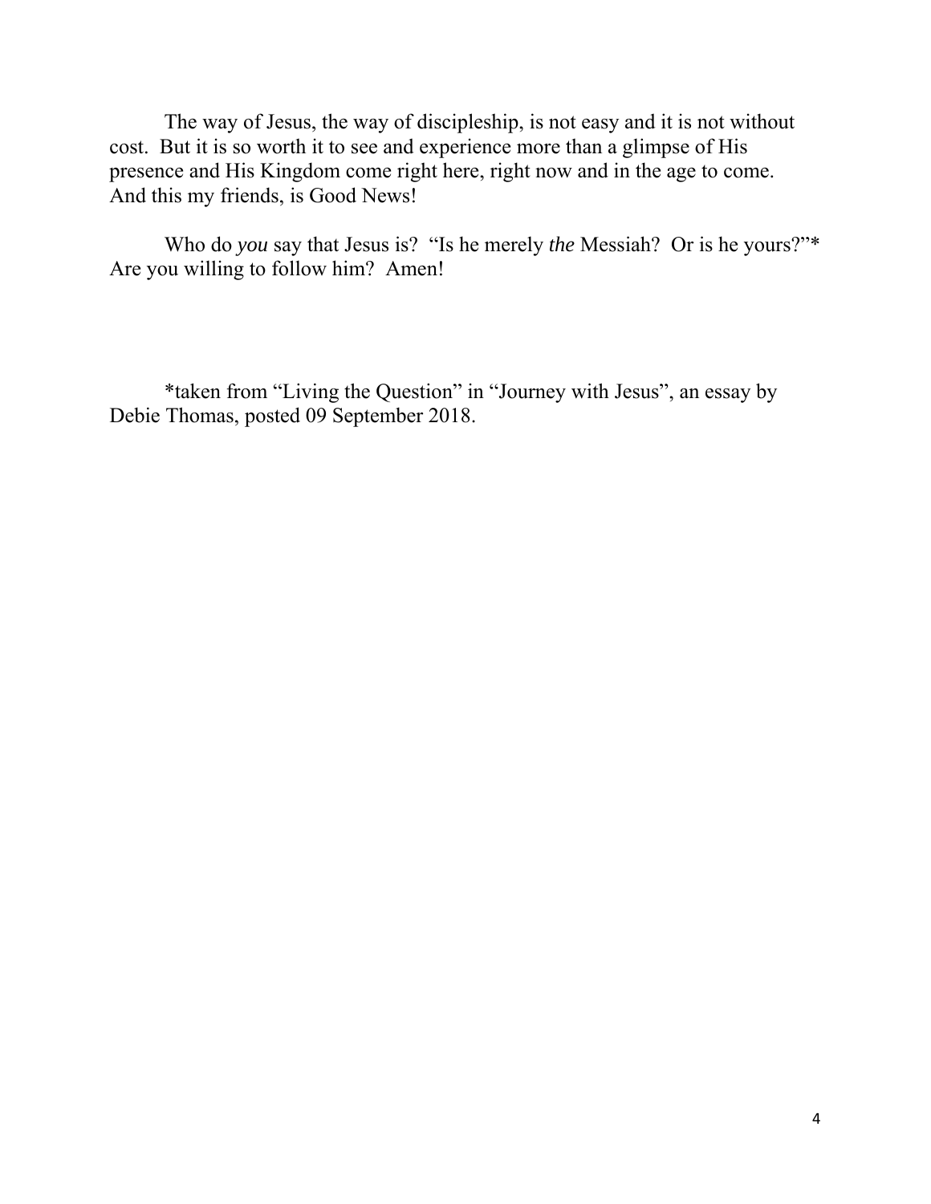The way of Jesus, the way of discipleship, is not easy and it is not without cost. But it is so worth it to see and experience more than a glimpse of His presence and His Kingdom come right here, right now and in the age to come. And this my friends, is Good News!

Who do *you* say that Jesus is? "Is he merely *the* Messiah? Or is he yours?"* Are you willing to follow him? Amen!

*taken from "Living the Question" in "Journey with Jesus", an essay by Debie Thomas, posted 09 September 2018.